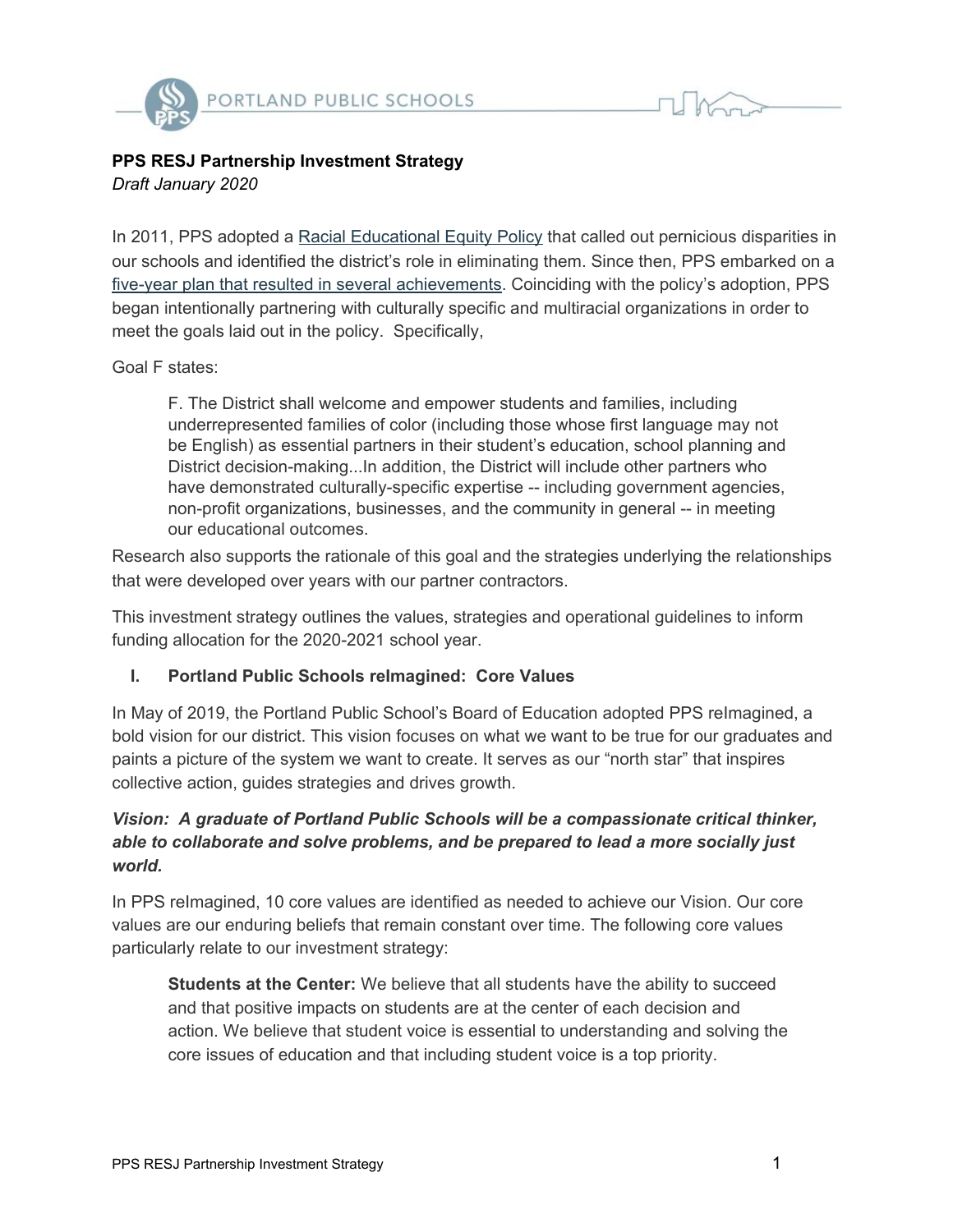**PPS RESJ Partnership Investment Strategy**
*Draft January 2020*

In 2011, PPS adopted a Racial Educational Equity Policy that called out pernicious disparities in our schools and identified the district's role in eliminating them. Since then, PPS embarked on a five-year plan that resulted in several achievements. Coinciding with the policy's adoption, PPS began intentionally partnering with culturally specific and multiracial organizations in order to meet the goals laid out in the policy. Specifically,

Goal F states:

> F. The District shall welcome and empower students and families, including underrepresented families of color (including those whose first language may not be English) as essential partners in their student's education, school planning and District decision-making...In addition, the District will include other partners who have demonstrated culturally-specific expertise -- including government agencies, non-profit organizations, businesses, and the community in general -- in meeting our educational outcomes.

Research also supports the rationale of this goal and the strategies underlying the relationships that were developed over years with our partner contractors.

This investment strategy outlines the values, strategies and operational guidelines to inform funding allocation for the 2020-2021 school year.

## I. Portland Public Schools reImagined: Core Values

In May of 2019, the Portland Public School's Board of Education adopted PPS reImagined, a bold vision for our district. This vision focuses on what we want to be true for our graduates and paints a picture of the system we want to create. It serves as our "north star" that inspires collective action, guides strategies and drives growth.

***Vision: A graduate of Portland Public Schools will be a compassionate critical thinker, able to collaborate and solve problems, and be prepared to lead a more socially just world.***

In PPS reImagined, 10 core values are identified as needed to achieve our Vision. Our core values are our enduring beliefs that remain constant over time. The following core values particularly relate to our investment strategy:

> **Students at the Center:** We believe that all students have the ability to succeed and that positive impacts on students are at the center of each decision and action. We believe that student voice is essential to understanding and solving the core issues of education and that including student voice is a top priority.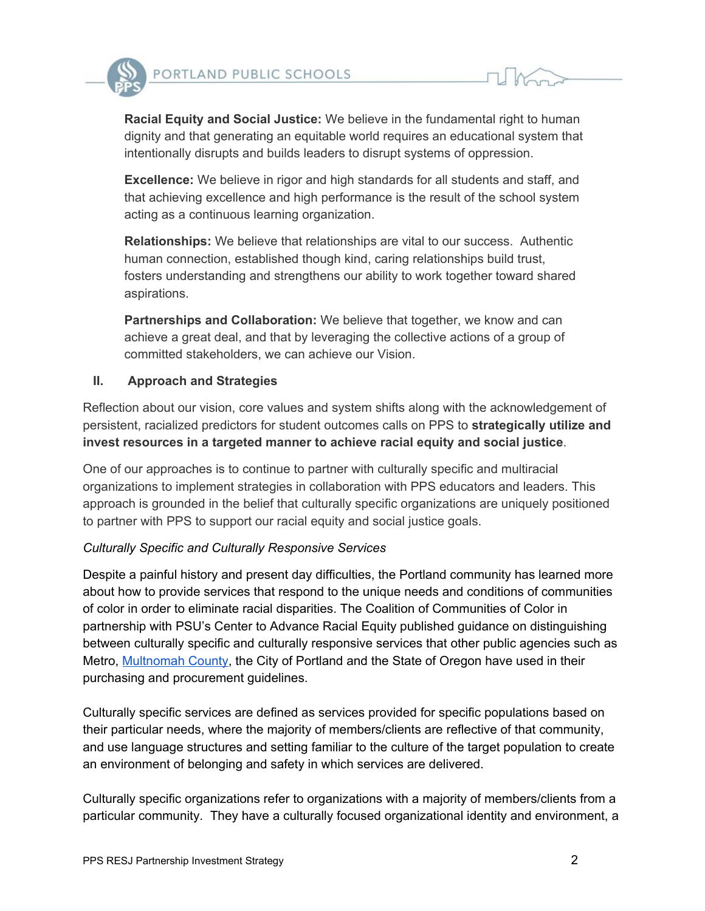**Racial Equity and Social Justice:** We believe in the fundamental right to human dignity and that generating an equitable world requires an educational system that intentionally disrupts and builds leaders to disrupt systems of oppression.

**Excellence:** We believe in rigor and high standards for all students and staff, and that achieving excellence and high performance is the result of the school system acting as a continuous learning organization.

**Relationships:** We believe that relationships are vital to our success. Authentic human connection, established though kind, caring relationships build trust, fosters understanding and strengthens our ability to work together toward shared aspirations.

**Partnerships and Collaboration:** We believe that together, we know and can achieve a great deal, and that by leveraging the collective actions of a group of committed stakeholders, we can achieve our Vision.

## II. Approach and Strategies

Reflection about our vision, core values and system shifts along with the acknowledgement of persistent, racialized predictors for student outcomes calls on PPS to **strategically utilize and invest resources in a targeted manner to achieve racial equity and social justice**.

One of our approaches is to continue to partner with culturally specific and multiracial organizations to implement strategies in collaboration with PPS educators and leaders. This approach is grounded in the belief that culturally specific organizations are uniquely positioned to partner with PPS to support our racial equity and social justice goals.

*Culturally Specific and Culturally Responsive Services*

Despite a painful history and present day difficulties, the Portland community has learned more about how to provide services that respond to the unique needs and conditions of communities of color in order to eliminate racial disparities. The Coalition of Communities of Color in partnership with PSU's Center to Advance Racial Equity published guidance on distinguishing between culturally specific and culturally responsive services that other public agencies such as Metro, [Multnomah County](), the City of Portland and the State of Oregon have used in their purchasing and procurement guidelines.

Culturally specific services are defined as services provided for specific populations based on their particular needs, where the majority of members/clients are reflective of that community, and use language structures and setting familiar to the culture of the target population to create an environment of belonging and safety in which services are delivered.

Culturally specific organizations refer to organizations with a majority of members/clients from a particular community. They have a culturally focused organizational identity and environment, a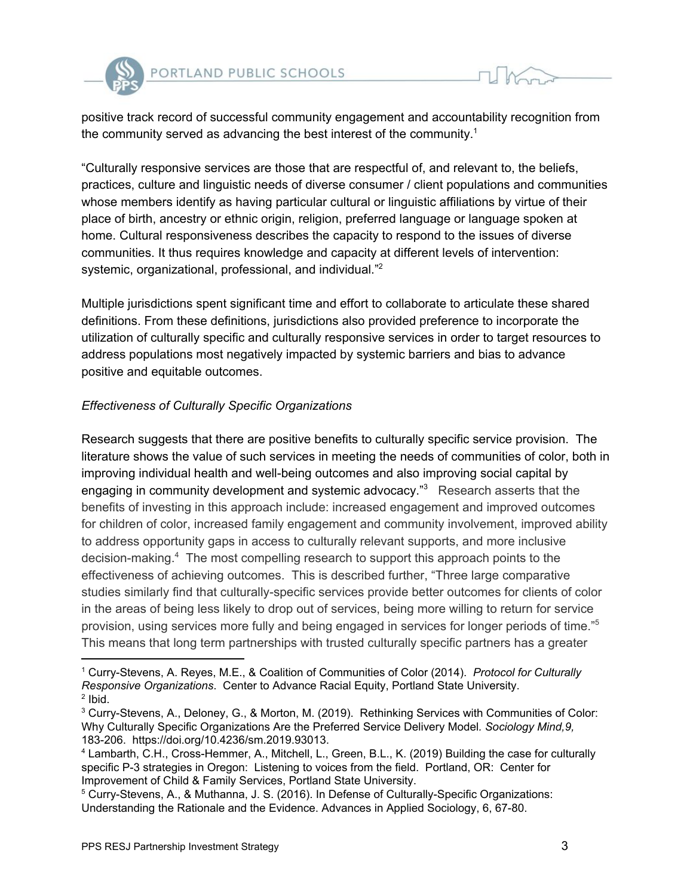positive track record of successful community engagement and accountability recognition from the community served as advancing the best interest of the community.[1]

"Culturally responsive services are those that are respectful of, and relevant to, the beliefs, practices, culture and linguistic needs of diverse consumer / client populations and communities whose members identify as having particular cultural or linguistic affiliations by virtue of their place of birth, ancestry or ethnic origin, religion, preferred language or language spoken at home. Cultural responsiveness describes the capacity to respond to the issues of diverse communities. It thus requires knowledge and capacity at different levels of intervention: systemic, organizational, professional, and individual."[2]

Multiple jurisdictions spent significant time and effort to collaborate to articulate these shared definitions. From these definitions, jurisdictions also provided preference to incorporate the utilization of culturally specific and culturally responsive services in order to target resources to address populations most negatively impacted by systemic barriers and bias to advance positive and equitable outcomes.

*Effectiveness of Culturally Specific Organizations*

Research suggests that there are positive benefits to culturally specific service provision. The literature shows the value of such services in meeting the needs of communities of color, both in improving individual health and well-being outcomes and also improving social capital by engaging in community development and systemic advocacy."[3] Research asserts that the benefits of investing in this approach include: increased engagement and improved outcomes for children of color, increased family engagement and community involvement, improved ability to address opportunity gaps in access to culturally relevant supports, and more inclusive decision-making.[4] The most compelling research to support this approach points to the effectiveness of achieving outcomes. This is described further, "Three large comparative studies similarly find that culturally-specific services provide better outcomes for clients of color in the areas of being less likely to drop out of services, being more willing to return for service provision, using services more fully and being engaged in services for longer periods of time."[5] This means that long term partnerships with trusted culturally specific partners has a greater

---

[1] Curry-Stevens, A. Reyes, M.E., & Coalition of Communities of Color (2014). *Protocol for Culturally Responsive Organizations*. Center to Advance Racial Equity, Portland State University.

[2] Ibid.

[3] Curry-Stevens, A., Deloney, G., & Morton, M. (2019). Rethinking Services with Communities of Color: Why Culturally Specific Organizations Are the Preferred Service Delivery Model. *Sociology Mind, 9,* 183-206. https://doi.org/10.4236/sm.2019.93013.

[4] Lambarth, C.H., Cross-Hemmer, A., Mitchell, L., Green, B.L., K. (2019) Building the case for culturally specific P-3 strategies in Oregon: Listening to voices from the field. Portland, OR: Center for Improvement of Child & Family Services, Portland State University.

[5] Curry-Stevens, A., & Muthanna, J. S. (2016). In Defense of Culturally-Specific Organizations: Understanding the Rationale and the Evidence. Advances in Applied Sociology, 6, 67-80.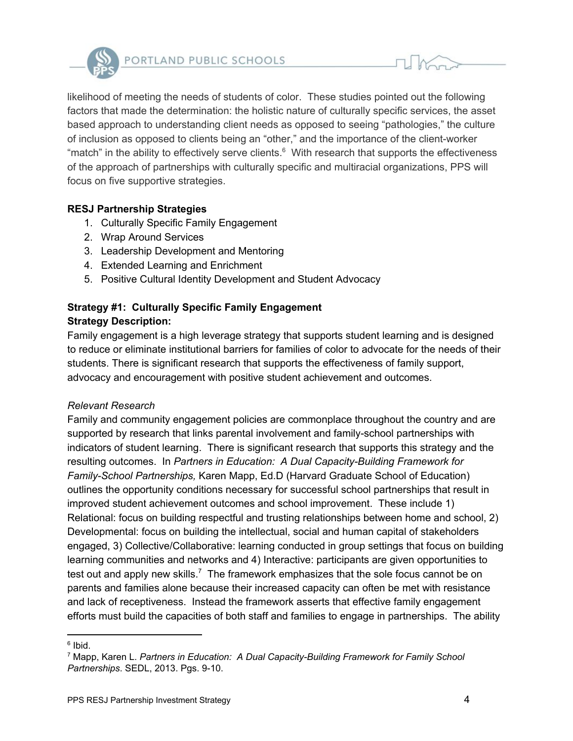likelihood of meeting the needs of students of color. These studies pointed out the following factors that made the determination: the holistic nature of culturally specific services, the asset based approach to understanding client needs as opposed to seeing "pathologies," the culture of inclusion as opposed to clients being an "other," and the importance of the client-worker "match" in the ability to effectively serve clients.[6] With research that supports the effectiveness of the approach of partnerships with culturally specific and multiracial organizations, PPS will focus on five supportive strategies.

**RESJ Partnership Strategies**

1. Culturally Specific Family Engagement
2. Wrap Around Services
3. Leadership Development and Mentoring
4. Extended Learning and Enrichment
5. Positive Cultural Identity Development and Student Advocacy

**Strategy #1: Culturally Specific Family Engagement**
**Strategy Description:**

Family engagement is a high leverage strategy that supports student learning and is designed to reduce or eliminate institutional barriers for families of color to advocate for the needs of their students. There is significant research that supports the effectiveness of family support, advocacy and encouragement with positive student achievement and outcomes.

*Relevant Research*

Family and community engagement policies are commonplace throughout the country and are supported by research that links parental involvement and family-school partnerships with indicators of student learning. There is significant research that supports this strategy and the resulting outcomes. In *Partners in Education: A Dual Capacity-Building Framework for Family-School Partnerships,* Karen Mapp, Ed.D (Harvard Graduate School of Education) outlines the opportunity conditions necessary for successful school partnerships that result in improved student achievement outcomes and school improvement. These include 1) Relational: focus on building respectful and trusting relationships between home and school, 2) Developmental: focus on building the intellectual, social and human capital of stakeholders engaged, 3) Collective/Collaborative: learning conducted in group settings that focus on building learning communities and networks and 4) Interactive: participants are given opportunities to test out and apply new skills.[7] The framework emphasizes that the sole focus cannot be on parents and families alone because their increased capacity can often be met with resistance and lack of receptiveness. Instead the framework asserts that effective family engagement efforts must build the capacities of both staff and families to engage in partnerships. The ability

---

[6] Ibid.

[7] Mapp, Karen L. *Partners in Education: A Dual Capacity-Building Framework for Family School Partnerships*. SEDL, 2013. Pgs. 9-10.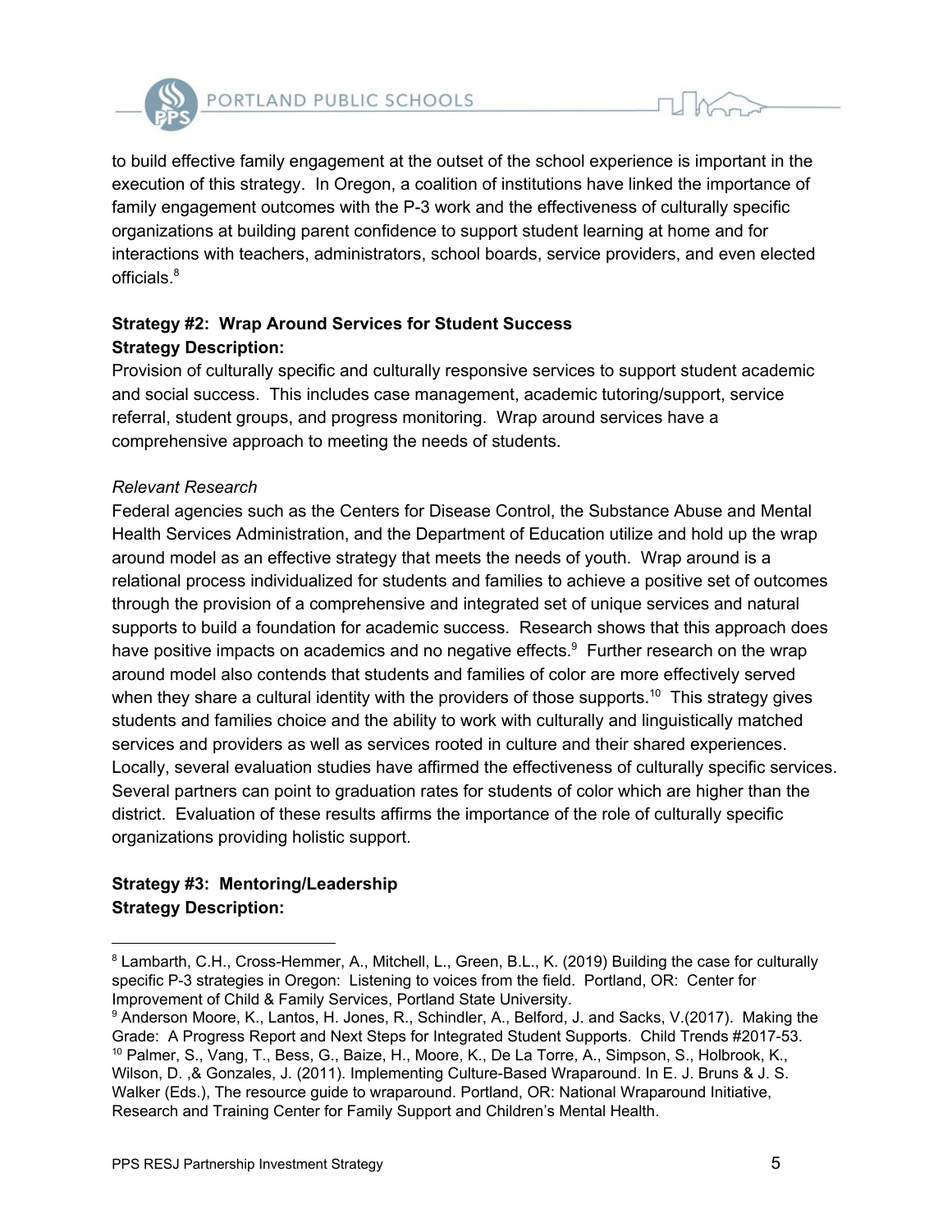to build effective family engagement at the outset of the school experience is important in the execution of this strategy. In Oregon, a coalition of institutions have linked the importance of family engagement outcomes with the P-3 work and the effectiveness of culturally specific organizations at building parent confidence to support student learning at home and for interactions with teachers, administrators, school boards, service providers, and even elected officials.[8]

**Strategy #2: Wrap Around Services for Student Success**
**Strategy Description:**
Provision of culturally specific and culturally responsive services to support student academic and social success. This includes case management, academic tutoring/support, service referral, student groups, and progress monitoring. Wrap around services have a comprehensive approach to meeting the needs of students.

*Relevant Research*
Federal agencies such as the Centers for Disease Control, the Substance Abuse and Mental Health Services Administration, and the Department of Education utilize and hold up the wrap around model as an effective strategy that meets the needs of youth. Wrap around is a relational process individualized for students and families to achieve a positive set of outcomes through the provision of a comprehensive and integrated set of unique services and natural supports to build a foundation for academic success. Research shows that this approach does have positive impacts on academics and no negative effects.[9] Further research on the wrap around model also contends that students and families of color are more effectively served when they share a cultural identity with the providers of those supports.[10] This strategy gives students and families choice and the ability to work with culturally and linguistically matched services and providers as well as services rooted in culture and their shared experiences. Locally, several evaluation studies have affirmed the effectiveness of culturally specific services. Several partners can point to graduation rates for students of color which are higher than the district. Evaluation of these results affirms the importance of the role of culturally specific organizations providing holistic support.

**Strategy #3: Mentoring/Leadership**
**Strategy Description:**

---

[8] Lambarth, C.H., Cross-Hemmer, A., Mitchell, L., Green, B.L., K. (2019) Building the case for culturally specific P-3 strategies in Oregon: Listening to voices from the field. Portland, OR: Center for Improvement of Child & Family Services, Portland State University.

[9] Anderson Moore, K., Lantos, H. Jones, R., Schindler, A., Belford, J. and Sacks, V.(2017). Making the Grade: A Progress Report and Next Steps for Integrated Student Supports. Child Trends #2017-53.

[10] Palmer, S., Vang, T., Bess, G., Baize, H., Moore, K., De La Torre, A., Simpson, S., Holbrook, K., Wilson, D. ,& Gonzales, J. (2011). Implementing Culture-Based Wraparound. In E. J. Bruns & J. S. Walker (Eds.), The resource guide to wraparound. Portland, OR: National Wraparound Initiative, Research and Training Center for Family Support and Children's Mental Health.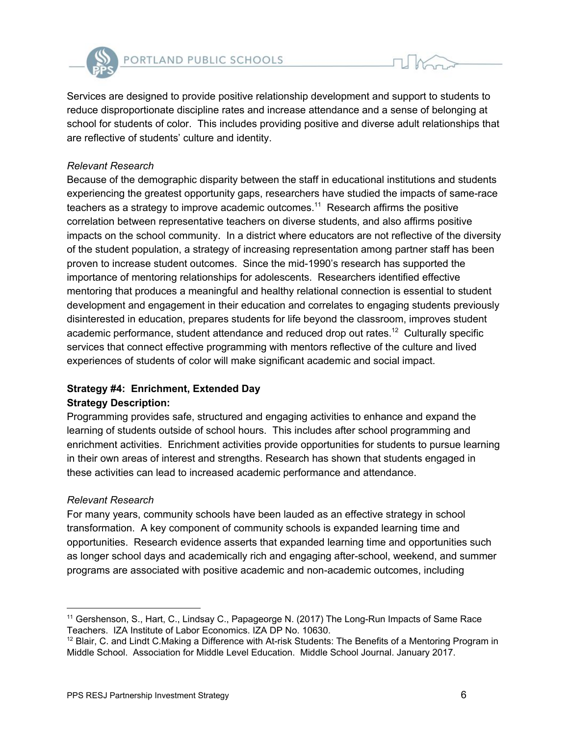Services are designed to provide positive relationship development and support to students to reduce disproportionate discipline rates and increase attendance and a sense of belonging at school for students of color. This includes providing positive and diverse adult relationships that are reflective of students' culture and identity.

*Relevant Research*

Because of the demographic disparity between the staff in educational institutions and students experiencing the greatest opportunity gaps, researchers have studied the impacts of same-race teachers as a strategy to improve academic outcomes.[11] Research affirms the positive correlation between representative teachers on diverse students, and also affirms positive impacts on the school community. In a district where educators are not reflective of the diversity of the student population, a strategy of increasing representation among partner staff has been proven to increase student outcomes. Since the mid-1990's research has supported the importance of mentoring relationships for adolescents. Researchers identified effective mentoring that produces a meaningful and healthy relational connection is essential to student development and engagement in their education and correlates to engaging students previously disinterested in education, prepares students for life beyond the classroom, improves student academic performance, student attendance and reduced drop out rates.[12] Culturally specific services that connect effective programming with mentors reflective of the culture and lived experiences of students of color will make significant academic and social impact.

**Strategy #4: Enrichment, Extended Day**

**Strategy Description:**

Programming provides safe, structured and engaging activities to enhance and expand the learning of students outside of school hours. This includes after school programming and enrichment activities. Enrichment activities provide opportunities for students to pursue learning in their own areas of interest and strengths. Research has shown that students engaged in these activities can lead to increased academic performance and attendance.

*Relevant Research*

For many years, community schools have been lauded as an effective strategy in school transformation. A key component of community schools is expanded learning time and opportunities. Research evidence asserts that expanded learning time and opportunities such as longer school days and academically rich and engaging after-school, weekend, and summer programs are associated with positive academic and non-academic outcomes, including

---

[11] Gershenson, S., Hart, C., Lindsay C., Papageorge N. (2017) The Long-Run Impacts of Same Race Teachers. IZA Institute of Labor Economics. IZA DP No. 10630.

[12] Blair, C. and Lindt C.Making a Difference with At-risk Students: The Benefits of a Mentoring Program in Middle School. Association for Middle Level Education. Middle School Journal. January 2017.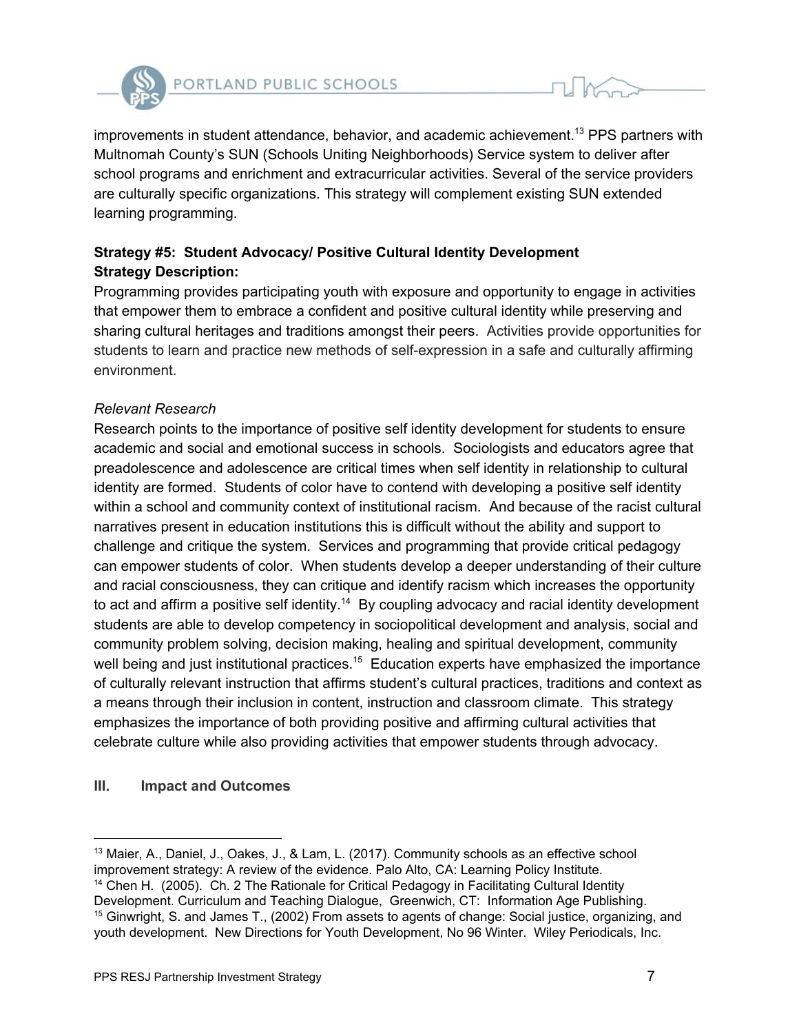improvements in student attendance, behavior, and academic achievement.[13] PPS partners with Multnomah County's SUN (Schools Uniting Neighborhoods) Service system to deliver after school programs and enrichment and extracurricular activities. Several of the service providers are culturally specific organizations. This strategy will complement existing SUN extended learning programming.

**Strategy #5: Student Advocacy/ Positive Cultural Identity Development**
**Strategy Description:**
Programming provides participating youth with exposure and opportunity to engage in activities that empower them to embrace a confident and positive cultural identity while preserving and sharing cultural heritages and traditions amongst their peers. Activities provide opportunities for students to learn and practice new methods of self-expression in a safe and culturally affirming environment.

*Relevant Research*
Research points to the importance of positive self identity development for students to ensure academic and social and emotional success in schools. Sociologists and educators agree that preadolescence and adolescence are critical times when self identity in relationship to cultural identity are formed. Students of color have to contend with developing a positive self identity within a school and community context of institutional racism. And because of the racist cultural narratives present in education institutions this is difficult without the ability and support to challenge and critique the system. Services and programming that provide critical pedagogy can empower students of color. When students develop a deeper understanding of their culture and racial consciousness, they can critique and identify racism which increases the opportunity to act and affirm a positive self identity.[14] By coupling advocacy and racial identity development students are able to develop competency in sociopolitical development and analysis, social and community problem solving, decision making, healing and spiritual development, community well being and just institutional practices.[15] Education experts have emphasized the importance of culturally relevant instruction that affirms student's cultural practices, traditions and context as a means through their inclusion in content, instruction and classroom climate. This strategy emphasizes the importance of both providing positive and affirming cultural activities that celebrate culture while also providing activities that empower students through advocacy.

## III. Impact and Outcomes

---

[13] Maier, A., Daniel, J., Oakes, J., & Lam, L. (2017). Community schools as an effective school improvement strategy: A review of the evidence. Palo Alto, CA: Learning Policy Institute.
[14] Chen H. (2005). Ch. 2 The Rationale for Critical Pedagogy in Facilitating Cultural Identity Development. Curriculum and Teaching Dialogue, Greenwich, CT: Information Age Publishing.
[15] Ginwright, S. and James T., (2002) From assets to agents of change: Social justice, organizing, and youth development. New Directions for Youth Development, No 96 Winter. Wiley Periodicals, Inc.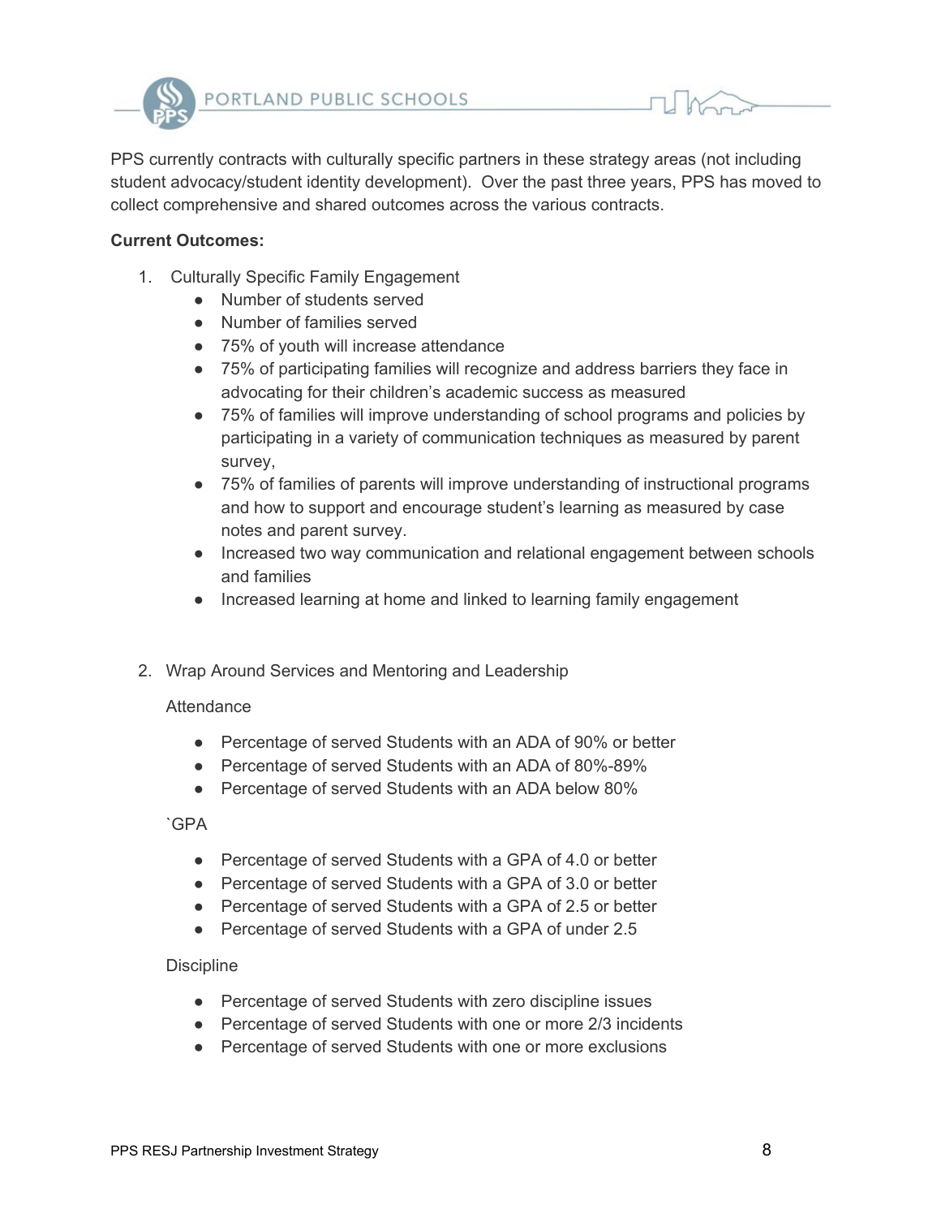PPS currently contracts with culturally specific partners in these strategy areas (not including student advocacy/student identity development). Over the past three years, PPS has moved to collect comprehensive and shared outcomes across the various contracts.

**Current Outcomes:**

1. Culturally Specific Family Engagement
   - Number of students served
   - Number of families served
   - 75% of youth will increase attendance
   - 75% of participating families will recognize and address barriers they face in advocating for their children's academic success as measured
   - 75% of families will improve understanding of school programs and policies by participating in a variety of communication techniques as measured by parent survey,
   - 75% of families of parents will improve understanding of instructional programs and how to support and encourage student's learning as measured by case notes and parent survey.
   - Increased two way communication and relational engagement between schools and families
   - Increased learning at home and linked to learning family engagement

2. Wrap Around Services and Mentoring and Leadership

   Attendance

   - Percentage of served Students with an ADA of 90% or better
   - Percentage of served Students with an ADA of 80%-89%
   - Percentage of served Students with an ADA below 80%

   `GPA

   - Percentage of served Students with a GPA of 4.0 or better
   - Percentage of served Students with a GPA of 3.0 or better
   - Percentage of served Students with a GPA of 2.5 or better
   - Percentage of served Students with a GPA of under 2.5

   Discipline

   - Percentage of served Students with zero discipline issues
   - Percentage of served Students with one or more 2/3 incidents
   - Percentage of served Students with one or more exclusions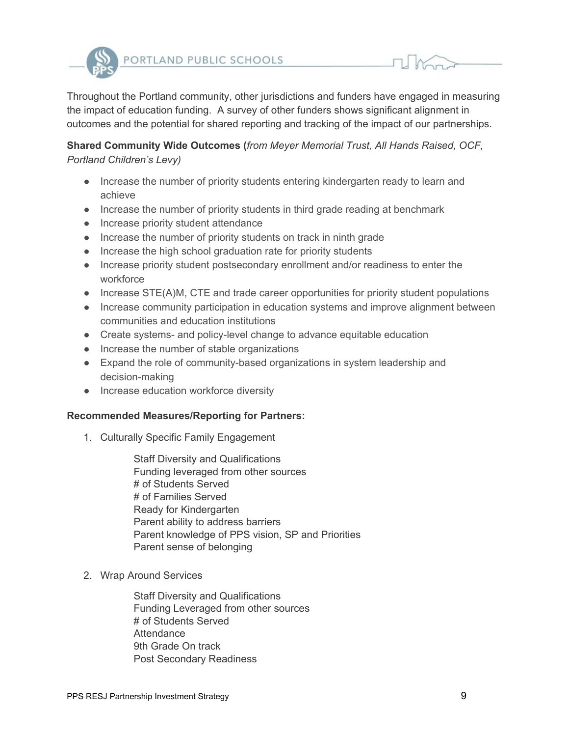Throughout the Portland community, other jurisdictions and funders have engaged in measuring the impact of education funding. A survey of other funders shows significant alignment in outcomes and the potential for shared reporting and tracking of the impact of our partnerships.

**Shared Community Wide Outcomes (***from Meyer Memorial Trust, All Hands Raised, OCF, Portland Children's Levy)*

- Increase the number of priority students entering kindergarten ready to learn and achieve
- Increase the number of priority students in third grade reading at benchmark
- Increase priority student attendance
- Increase the number of priority students on track in ninth grade
- Increase the high school graduation rate for priority students
- Increase priority student postsecondary enrollment and/or readiness to enter the workforce
- Increase STE(A)M, CTE and trade career opportunities for priority student populations
- Increase community participation in education systems and improve alignment between communities and education institutions
- Create systems- and policy-level change to advance equitable education
- Increase the number of stable organizations
- Expand the role of community-based organizations in system leadership and decision-making
- Increase education workforce diversity

**Recommended Measures/Reporting for Partners:**

1. Culturally Specific Family Engagement

   Staff Diversity and Qualifications
   Funding leveraged from other sources
   # of Students Served
   # of Families Served
   Ready for Kindergarten
   Parent ability to address barriers
   Parent knowledge of PPS vision, SP and Priorities
   Parent sense of belonging

2. Wrap Around Services

   Staff Diversity and Qualifications
   Funding Leveraged from other sources
   # of Students Served
   Attendance
   9th Grade On track
   Post Secondary Readiness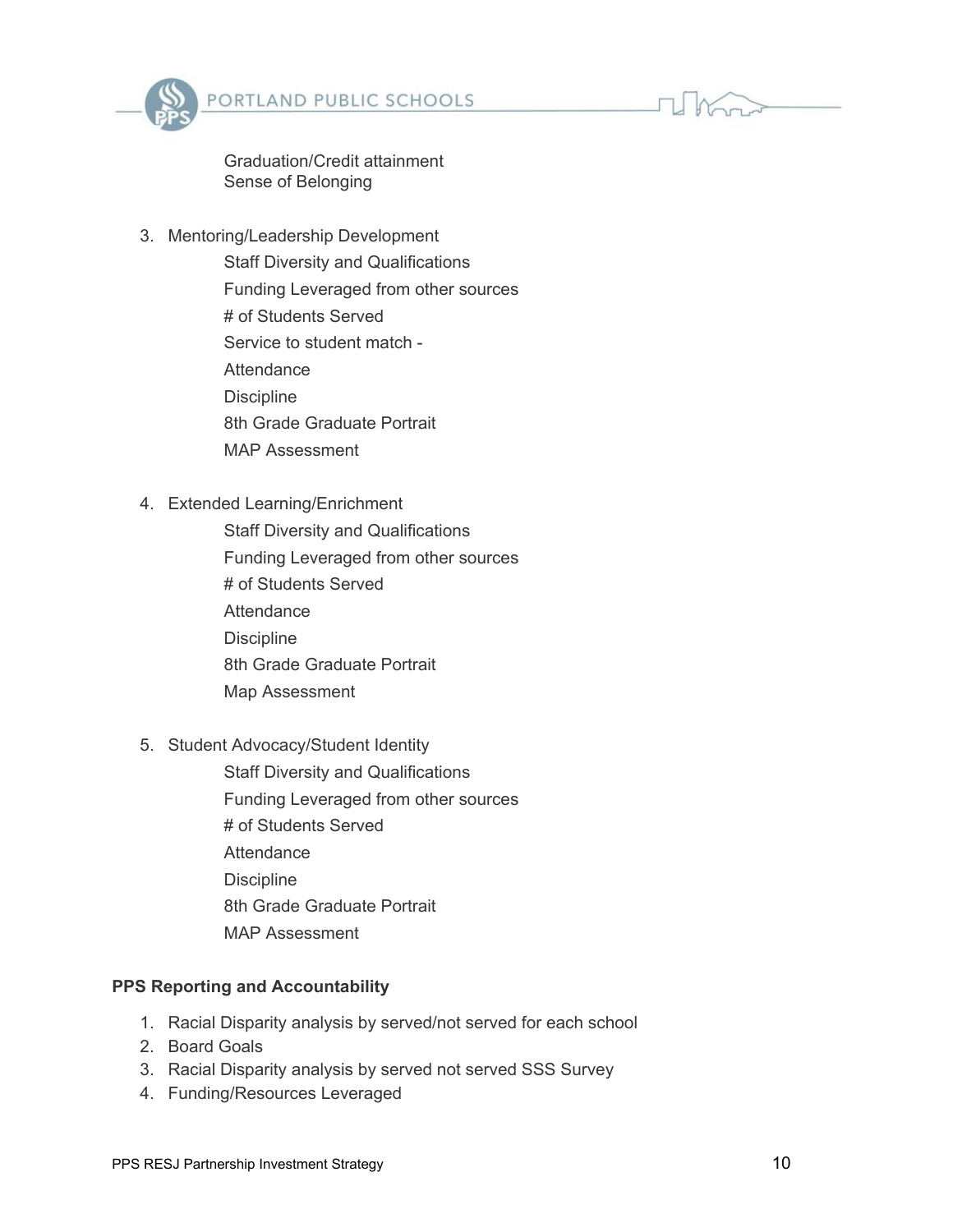Graduation/Credit attainment
Sense of Belonging

3. Mentoring/Leadership Development
    - Staff Diversity and Qualifications
    - Funding Leveraged from other sources
    - # of Students Served
    - Service to student match -
    - Attendance
    - Discipline
    - 8th Grade Graduate Portrait
    - MAP Assessment

4. Extended Learning/Enrichment
    - Staff Diversity and Qualifications
    - Funding Leveraged from other sources
    - # of Students Served
    - Attendance
    - Discipline
    - 8th Grade Graduate Portrait
    - Map Assessment

5. Student Advocacy/Student Identity
    - Staff Diversity and Qualifications
    - Funding Leveraged from other sources
    - # of Students Served
    - Attendance
    - Discipline
    - 8th Grade Graduate Portrait
    - MAP Assessment

**PPS Reporting and Accountability**

1. Racial Disparity analysis by served/not served for each school
2. Board Goals
3. Racial Disparity analysis by served not served SSS Survey
4. Funding/Resources Leveraged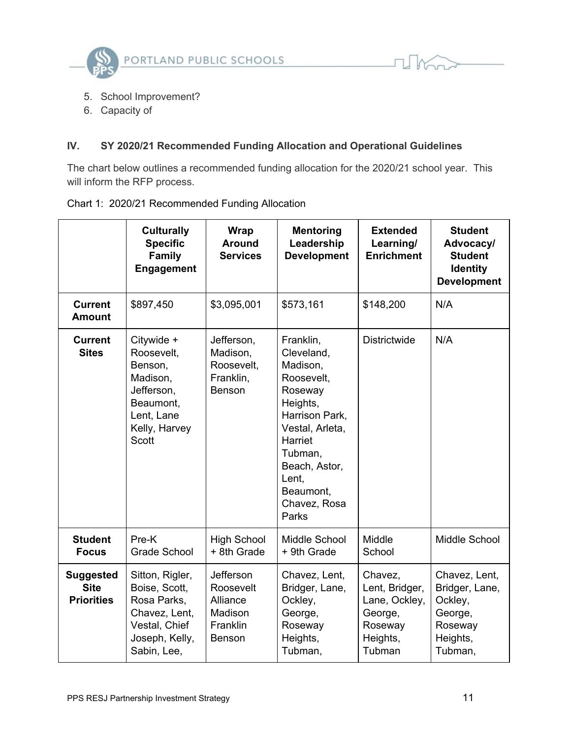5. School Improvement?
6. Capacity of

## IV. SY 2020/21 Recommended Funding Allocation and Operational Guidelines

The chart below outlines a recommended funding allocation for the 2020/21 school year. This will inform the RFP process.

Chart 1: 2020/21 Recommended Funding Allocation

| | Culturally Specific Family Engagement | Wrap Around Services | Mentoring Leadership Development | Extended Learning/ Enrichment | Student Advocacy/ Student Identity Development |
|---|---|---|---|---|---|
| **Current Amount** | $897,450 | $3,095,001 | $573,161 | $148,200 | N/A |
| **Current Sites** | Citywide + Roosevelt, Benson, Madison, Jefferson, Beaumont, Lent, Lane Kelly, Harvey Scott | Jefferson, Madison, Roosevelt, Franklin, Benson | Franklin, Cleveland, Madison, Roosevelt, Roseway Heights, Harrison Park, Vestal, Arleta, Harriet Tubman, Beach, Astor, Lent, Beaumont, Chavez, Rosa Parks | Districtwide | N/A |
| **Student Focus** | Pre-K Grade School | High School + 8th Grade | Middle School + 9th Grade | Middle School | Middle School |
| **Suggested Site Priorities** | Sitton, Rigler, Boise, Scott, Rosa Parks, Chavez, Lent, Vestal, Chief Joseph, Kelly, Sabin, Lee, | Jefferson Roosevelt Alliance Madison Franklin Benson | Chavez, Lent, Bridger, Lane, Ockley, George, Roseway Heights, Tubman, | Chavez, Lent, Bridger, Lane, Ockley, George, Roseway Heights, Tubman | Chavez, Lent, Bridger, Lane, Ockley, George, Roseway Heights, Tubman, |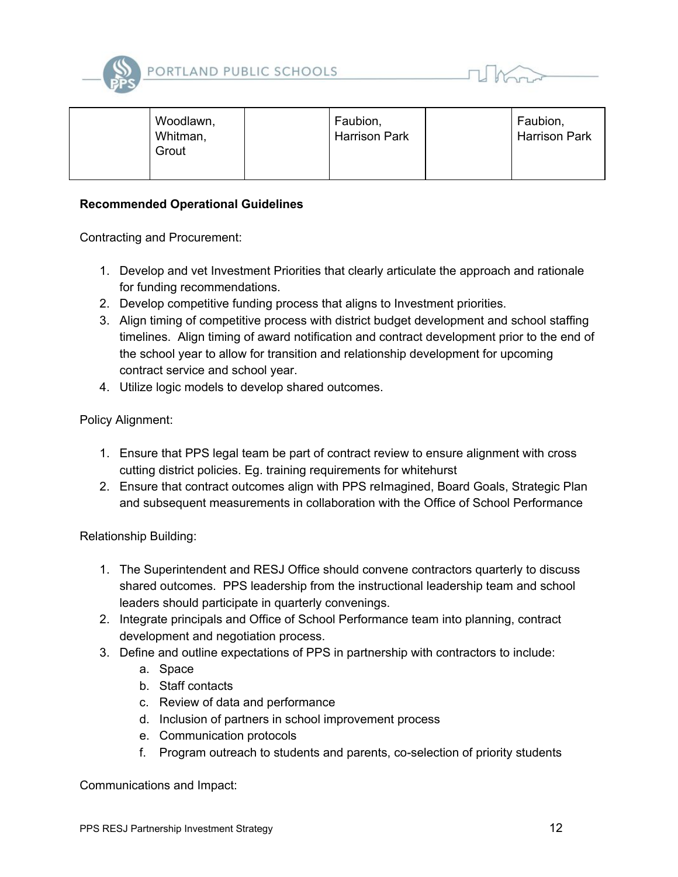| | | | | | |
|---|---|---|---|---|---|
| | Woodlawn, Whitman, Grout | | Faubion, Harrison Park | | Faubion, Harrison Park |

**Recommended Operational Guidelines**

Contracting and Procurement:

1. Develop and vet Investment Priorities that clearly articulate the approach and rationale for funding recommendations.
2. Develop competitive funding process that aligns to Investment priorities.
3. Align timing of competitive process with district budget development and school staffing timelines. Align timing of award notification and contract development prior to the end of the school year to allow for transition and relationship development for upcoming contract service and school year.
4. Utilize logic models to develop shared outcomes.

Policy Alignment:

1. Ensure that PPS legal team be part of contract review to ensure alignment with cross cutting district policies. Eg. training requirements for whitehurst
2. Ensure that contract outcomes align with PPS reImagined, Board Goals, Strategic Plan and subsequent measurements in collaboration with the Office of School Performance

Relationship Building:

1. The Superintendent and RESJ Office should convene contractors quarterly to discuss shared outcomes. PPS leadership from the instructional leadership team and school leaders should participate in quarterly convenings.
2. Integrate principals and Office of School Performance team into planning, contract development and negotiation process.
3. Define and outline expectations of PPS in partnership with contractors to include:
   a. Space
   b. Staff contacts
   c. Review of data and performance
   d. Inclusion of partners in school improvement process
   e. Communication protocols
   f. Program outreach to students and parents, co-selection of priority students

Communications and Impact: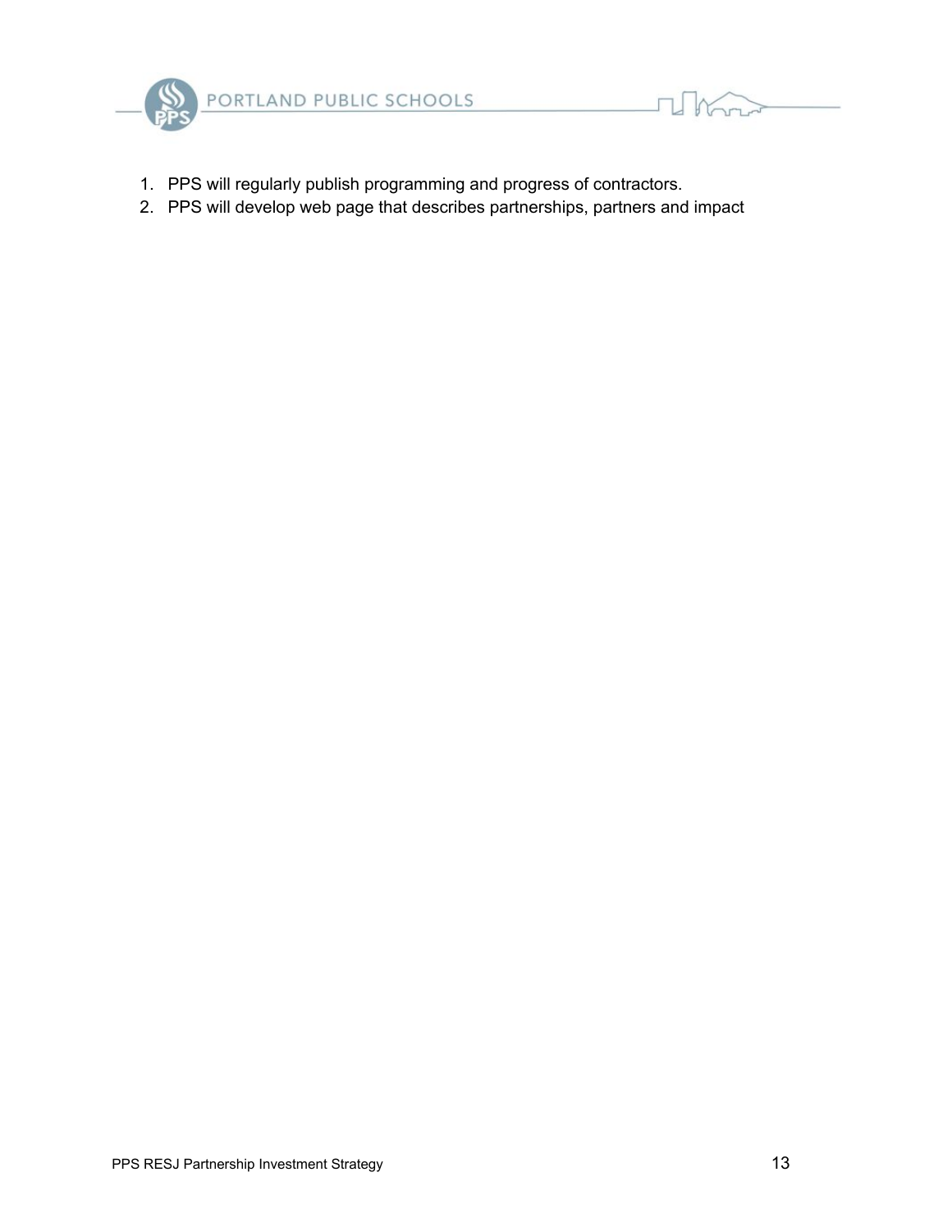1. PPS will regularly publish programming and progress of contractors.
2. PPS will develop web page that describes partnerships, partners and impact